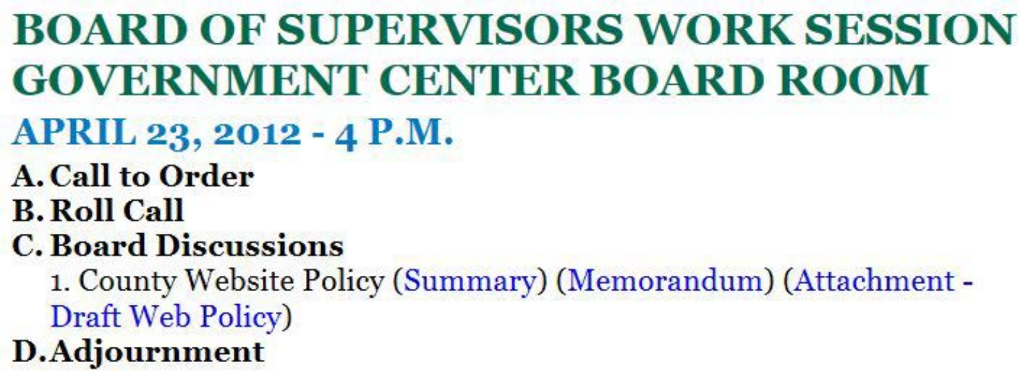# BOARD OF SUPERVISORS WORK SESSION
# GOVERNMENT CENTER BOARD ROOM

## APRIL 23, 2012 - 4 P.M.

**A. Call to Order**

**B. Roll Call**

**C. Board Discussions**

1. County Website Policy (Summary) (Memorandum) (Attachment - Draft Web Policy)

**D. Adjournment**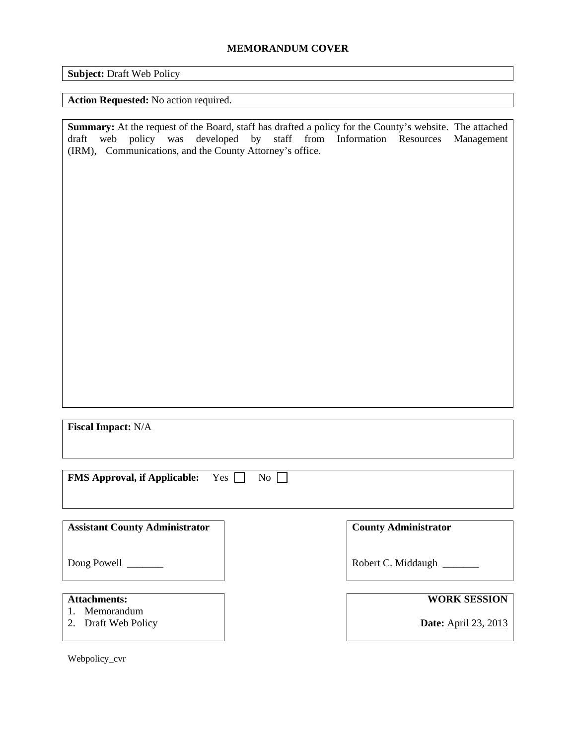**MEMORANDUM COVER**

**Subject:** Draft Web Policy

**Action Requested:** No action required.

**Summary:** At the request of the Board, staff has drafted a policy for the County's website. The attached draft web policy was developed by staff from Information Resources Management (IRM), Communications, and the County Attorney's office.

**Fiscal Impact:** N/A

**FMS Approval, if Applicable:** Yes ☐ No ☐

| **Assistant County Administrator** | **County Administrator** |
|---|---|
| Doug Powell _______ | Robert C. Middaugh _______ |

| **Attachments:** | **WORK SESSION** |
|---|---|
| 1. Memorandum<br>2. Draft Web Policy | **Date:** April 23, 2013 |

Webpolicy_cvr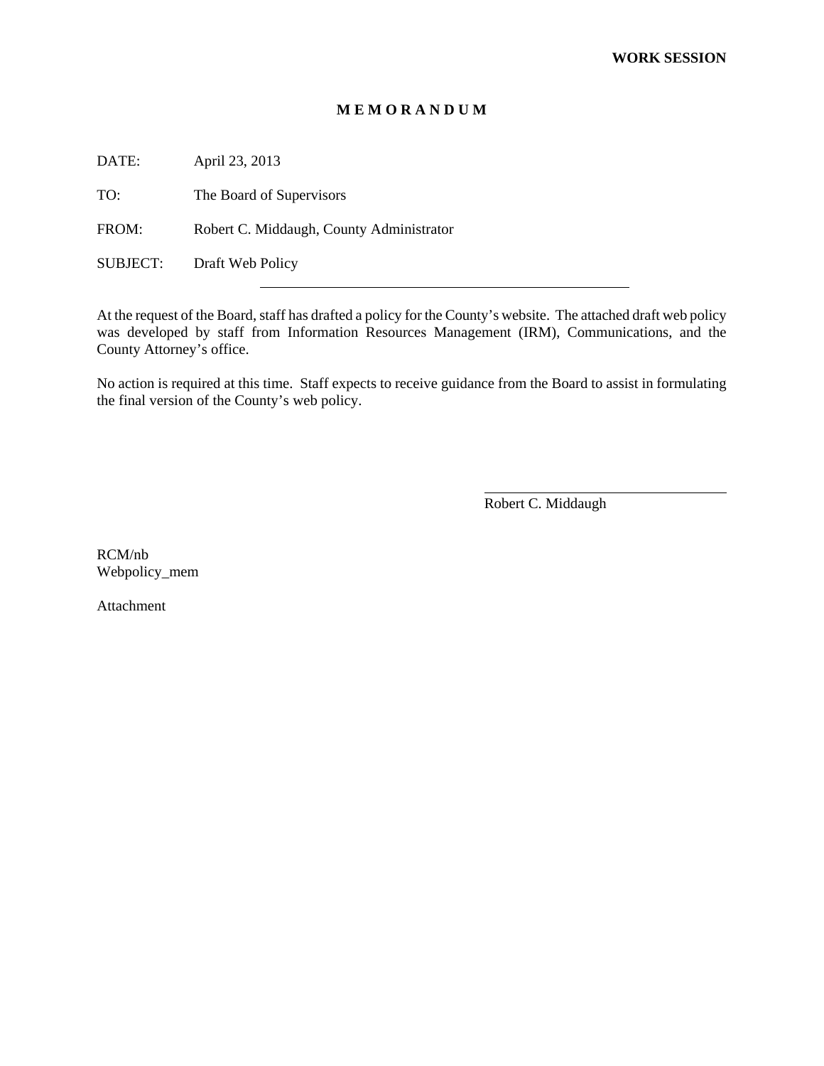**WORK SESSION**

**M E M O R A N D U M**

DATE: April 23, 2013

TO: The Board of Supervisors

FROM: Robert C. Middaugh, County Administrator

SUBJECT: Draft Web Policy

---

At the request of the Board, staff has drafted a policy for the County's website. The attached draft web policy was developed by staff from Information Resources Management (IRM), Communications, and the County Attorney's office.

No action is required at this time. Staff expects to receive guidance from the Board to assist in formulating the final version of the County's web policy.

Robert C. Middaugh

RCM/nb
Webpolicy_mem

Attachment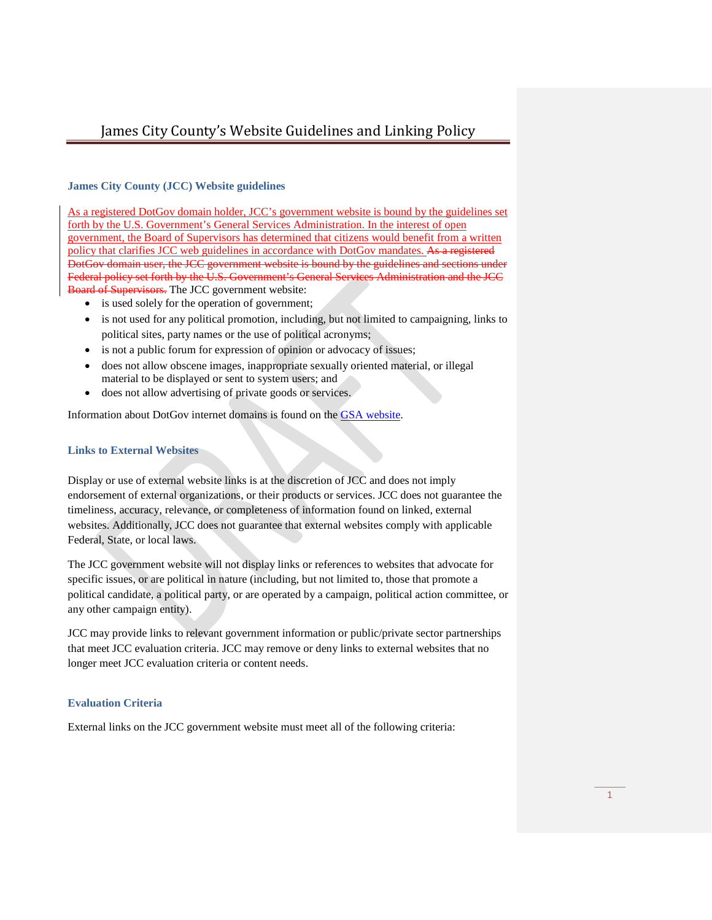# James City County's Website Guidelines and Linking Policy

### James City County (JCC) Website guidelines

As a registered DotGov domain holder, JCC's government website is bound by the guidelines set forth by the U.S. Government's General Services Administration. In the interest of open government, the Board of Supervisors has determined that citizens would benefit from a written policy that clarifies JCC web guidelines in accordance with DotGov mandates. ~~As a registered DotGov domain user, the JCC government website is bound by the guidelines and sections under Federal policy set forth by the U.S. Government's General Services Administration and the JCC Board of Supervisors.~~ The JCC government website:

- is used solely for the operation of government;
- is not used for any political promotion, including, but not limited to campaigning, links to political sites, party names or the use of political acronyms;
- is not a public forum for expression of opinion or advocacy of issues;
- does not allow obscene images, inappropriate sexually oriented material, or illegal material to be displayed or sent to system users; and
- does not allow advertising of private goods or services.

Information about DotGov internet domains is found on the GSA website.

### Links to External Websites

Display or use of external website links is at the discretion of JCC and does not imply endorsement of external organizations, or their products or services. JCC does not guarantee the timeliness, accuracy, relevance, or completeness of information found on linked, external websites. Additionally, JCC does not guarantee that external websites comply with applicable Federal, State, or local laws.

The JCC government website will not display links or references to websites that advocate for specific issues, or are political in nature (including, but not limited to, those that promote a political candidate, a political party, or are operated by a campaign, political action committee, or any other campaign entity).

JCC may provide links to relevant government information or public/private sector partnerships that meet JCC evaluation criteria. JCC may remove or deny links to external websites that no longer meet JCC evaluation criteria or content needs.

### Evaluation Criteria

External links on the JCC government website must meet all of the following criteria: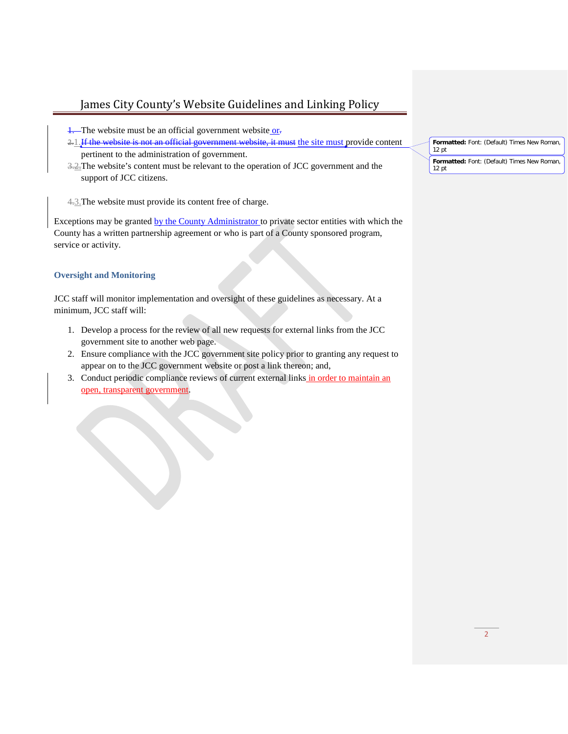1. The website must be an official government website or.
2. If the website is not an official government website, it must the site must provide content pertinent to the administration of government.
3. The website's content must be relevant to the operation of JCC government and the support of JCC citizens.

4. The website must provide its content free of charge.

Exceptions may be granted by the County Administrator to private sector entities with which the County has a written partnership agreement or who is part of a County sponsored program, service or activity.

## Oversight and Monitoring

JCC staff will monitor implementation and oversight of these guidelines as necessary. At a minimum, JCC staff will:

1. Develop a process for the review of all new requests for external links from the JCC government site to another web page.
2. Ensure compliance with the JCC government site policy prior to granting any request to appear on to the JCC government website or post a link thereon; and,
3. Conduct periodic compliance reviews of current external links in order to maintain an open, transparent government.